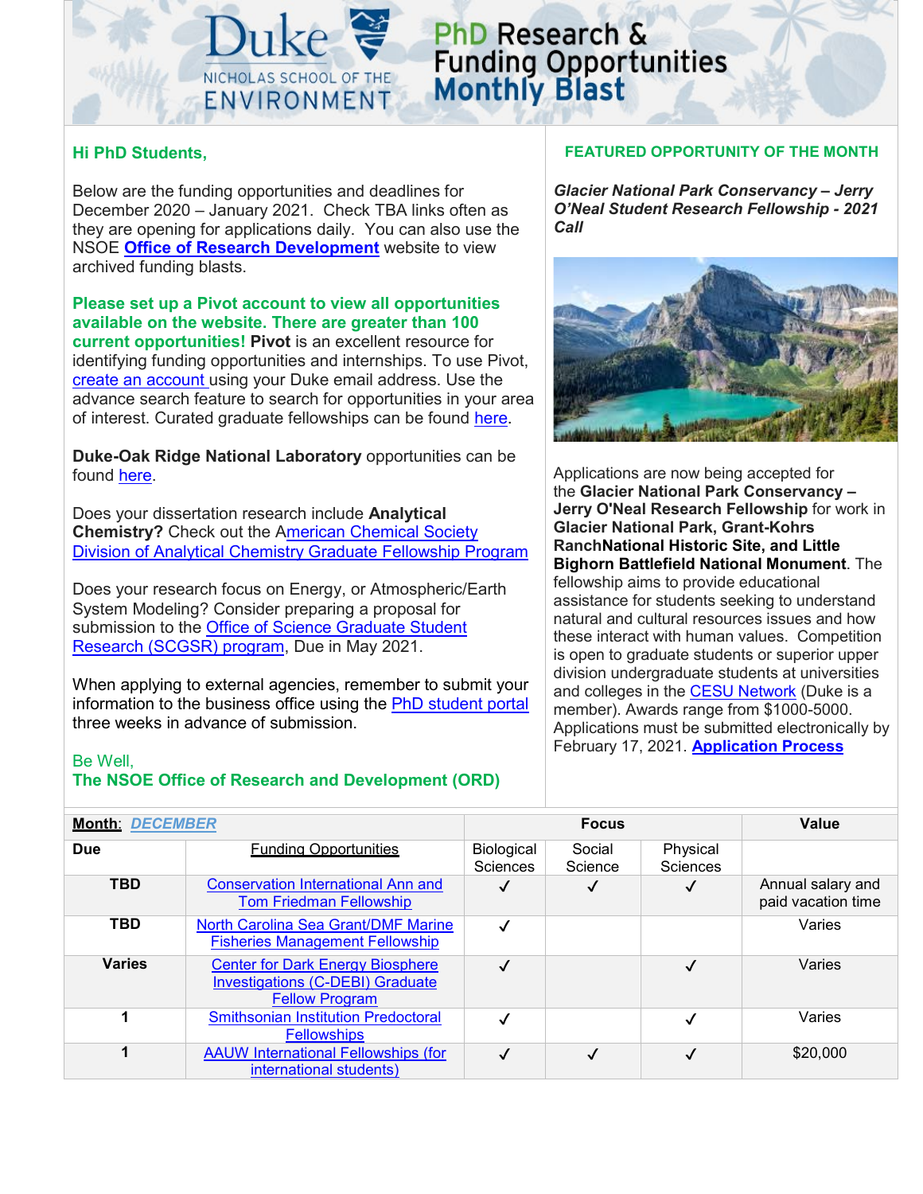# PhD Research & Funding Opportunities Monthly Blast

Duke NICHOLAS SCHOOL OF THE ENVIRONMENT

**Hi PhD Students,**

Below are the funding opportunities and deadlines for December 2020 – January 2021. Check TBA links often as they are opening for applications daily. You can also use the NSOE **Office of Research Development** website to view archived funding blasts.

**Please set up a Pivot account to view all opportunities available on the website. There are greater than 100 current opportunities! Pivot** is an excellent resource for identifying funding opportunities and internships. To use Pivot, create an account using your Duke email address. Use the advance search feature to search for opportunities in your area of interest. Curated graduate fellowships can be found here.

**Duke-Oak Ridge National Laboratory** opportunities can be found here.

Does your dissertation research include **Analytical Chemistry?** Check out the American Chemical Society Division of Analytical Chemistry Graduate Fellowship Program

Does your research focus on Energy, or Atmospheric/Earth System Modeling? Consider preparing a proposal for submission to the Office of Science Graduate Student Research (SCGSR) program, Due in May 2021.

When applying to external agencies, remember to submit your information to the business office using the PhD student portal three weeks in advance of submission.

Be Well,
**The NSOE Office of Research and Development (ORD)**

## FEATURED OPPORTUNITY OF THE MONTH

***Glacier National Park Conservancy – Jerry O'Neal Student Research Fellowship - 2021 Call***

Applications are now being accepted for the **Glacier National Park Conservancy – Jerry O'Neal Research Fellowship** for work in **Glacier National Park, Grant-Kohrs RanchNational Historic Site, and Little Bighorn Battlefield National Monument**. The fellowship aims to provide educational assistance for students seeking to understand natural and cultural resources issues and how these interact with human values. Competition is open to graduate students or superior upper division undergraduate students at universities and colleges in the CESU Network (Duke is a member). Awards range from $1000-5000. Applications must be submitted electronically by February 17, 2021. **Application Process**

| **Month: *DECEMBER*** | | Focus | | | Value |
|---|---|---|---|---|---|
| **Due** | Funding Opportunities | Biological Sciences | Social Science | Physical Sciences | |
| **TBD** | Conservation International Ann and Tom Friedman Fellowship | ✓ | ✓ | ✓ | Annual salary and paid vacation time |
| **TBD** | North Carolina Sea Grant/DMF Marine Fisheries Management Fellowship | ✓ | | | Varies |
| **Varies** | Center for Dark Energy Biosphere Investigations (C-DEBI) Graduate Fellow Program | ✓ | | ✓ | Varies |
| **1** | Smithsonian Institution Predoctoral Fellowships | ✓ | | ✓ | Varies |
| **1** | AAUW International Fellowships (for international students) | ✓ | ✓ | ✓ | $20,000 |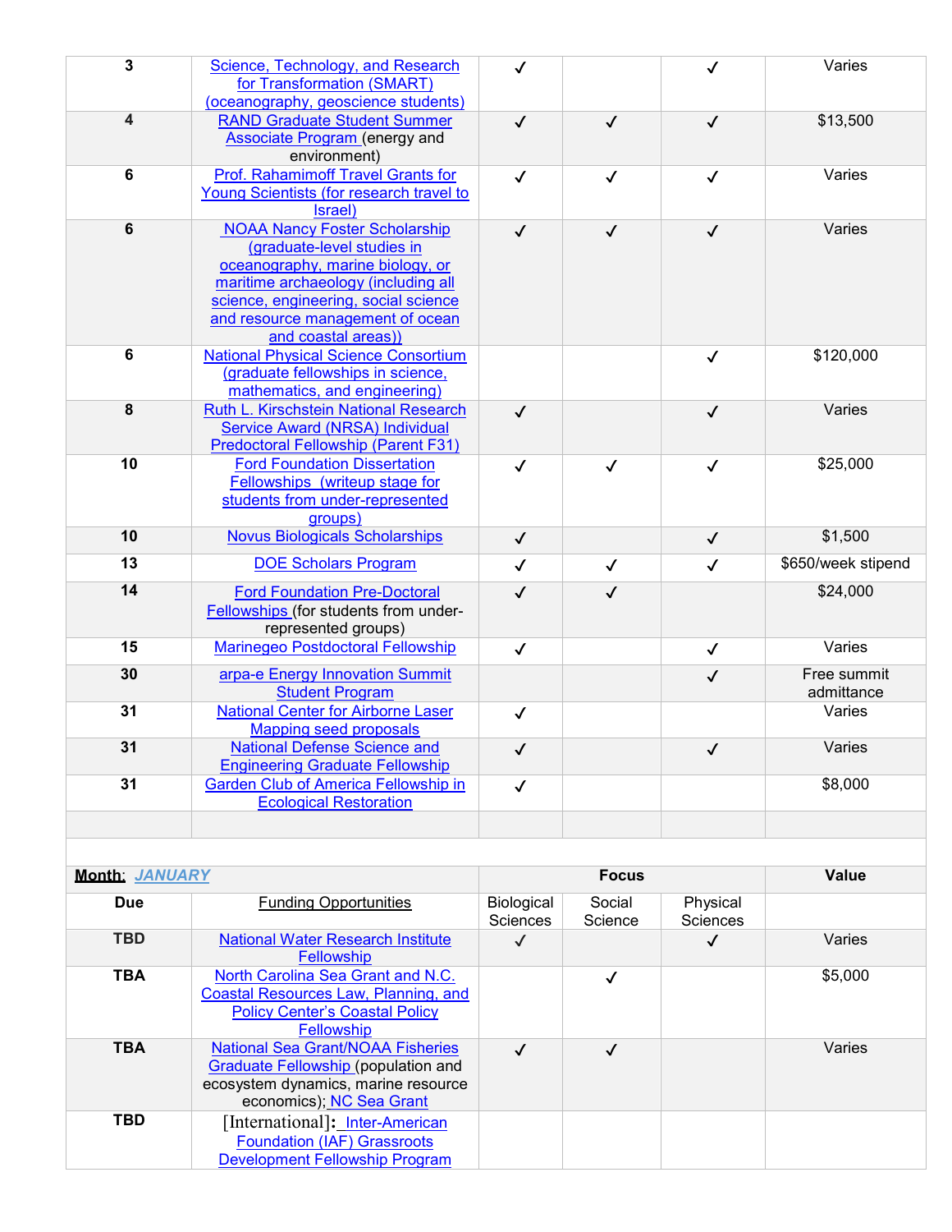| | | | | | |
|---|---|---|---|---|---|
| **3** | Science, Technology, and Research for Transformation (SMART) (oceanography, geoscience students) | ✓ | | ✓ | Varies |
| **4** | RAND Graduate Student Summer Associate Program (energy and environment) | ✓ | ✓ | ✓ | $13,500 |
| **6** | Prof. Rahamimoff Travel Grants for Young Scientists (for research travel to Israel) | ✓ | ✓ | ✓ | Varies |
| **6** | NOAA Nancy Foster Scholarship (graduate-level studies in oceanography, marine biology, or maritime archaeology (including all science, engineering, social science and resource management of ocean and coastal areas)) | ✓ | ✓ | ✓ | Varies |
| **6** | National Physical Science Consortium (graduate fellowships in science, mathematics, and engineering) | | | ✓ | $120,000 |
| **8** | Ruth L. Kirschstein National Research Service Award (NRSA) Individual Predoctoral Fellowship (Parent F31) | ✓ | | ✓ | Varies |
| **10** | Ford Foundation Dissertation Fellowships (writeup stage for students from under-represented groups) | ✓ | ✓ | ✓ | $25,000 |
| **10** | Novus Biologicals Scholarships | ✓ | | ✓ | $1,500 |
| **13** | DOE Scholars Program | ✓ | ✓ | ✓ | $650/week stipend |
| **14** | Ford Foundation Pre-Doctoral Fellowships (for students from under-represented groups) | ✓ | ✓ | | $24,000 |
| **15** | Marinegeo Postdoctoral Fellowship | ✓ | | ✓ | Varies |
| **30** | arpa-e Energy Innovation Summit Student Program | | | ✓ | Free summit admittance |
| **31** | National Center for Airborne Laser Mapping seed proposals | ✓ | | | Varies |
| **31** | National Defense Science and Engineering Graduate Fellowship | ✓ | | ✓ | Varies |
| **31** | Garden Club of America Fellowship in Ecological Restoration | ✓ | | | $8,000 |
| | | | | | |

| **Month: *JANUARY*** | | **Focus** | | | **Value** |
|---|---|---|---|---|---|
| **Due** | Funding Opportunities | Biological Sciences | Social Science | Physical Sciences | |
| **TBD** | National Water Research Institute Fellowship | ✓ | | ✓ | Varies |
| **TBA** | North Carolina Sea Grant and N.C. Coastal Resources Law, Planning, and Policy Center's Coastal Policy Fellowship | | ✓ | | $5,000 |
| **TBA** | National Sea Grant/NOAA Fisheries Graduate Fellowship (population and ecosystem dynamics, marine resource economics); NC Sea Grant | ✓ | ✓ | | Varies |
| **TBD** | [International]: Inter-American Foundation (IAF) Grassroots Development Fellowship Program | | | | |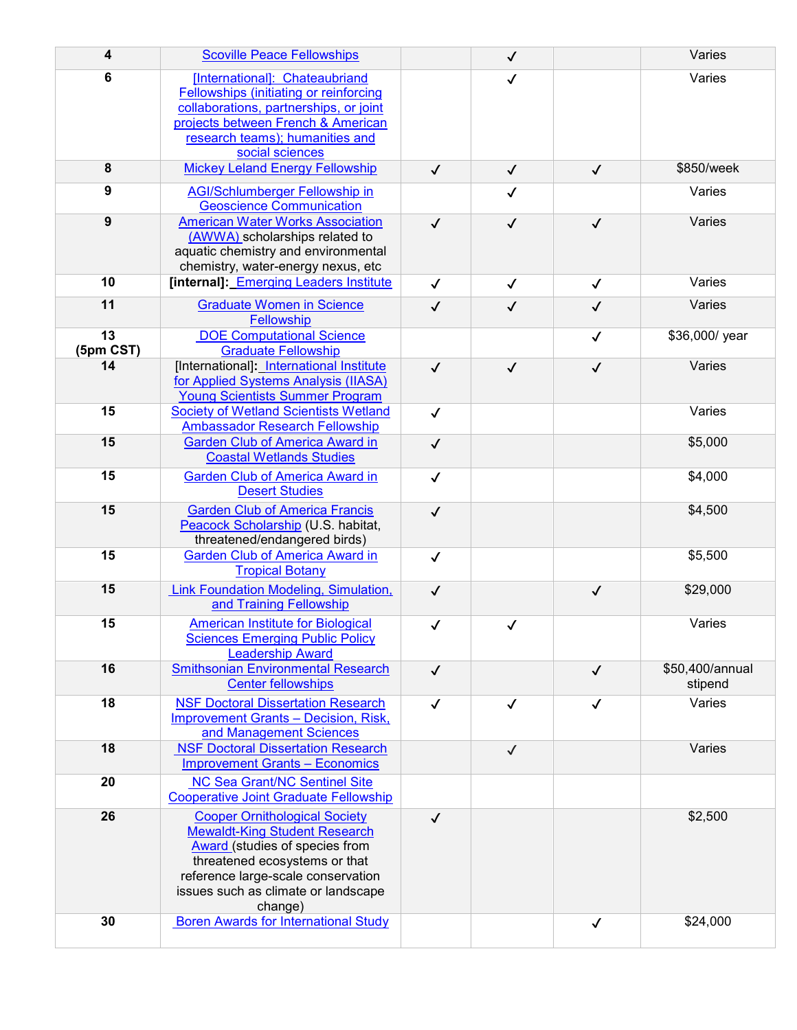| | | | | | |
|---|---|---|---|---|---|
| **4** | Scoville Peace Fellowships | | ✓ | | Varies |
| **6** | [International]: Chateaubriand Fellowships (initiating or reinforcing collaborations, partnerships, or joint projects between French & American research teams); humanities and social sciences | | ✓ | | Varies |
| **8** | Mickey Leland Energy Fellowship | ✓ | ✓ | ✓ | $850/week |
| **9** | AGI/Schlumberger Fellowship in Geoscience Communication | | ✓ | | Varies |
| **9** | American Water Works Association (AWWA) scholarships related to aquatic chemistry and environmental chemistry, water-energy nexus, etc | ✓ | ✓ | ✓ | Varies |
| **10** | **[internal]:** Emerging Leaders Institute | ✓ | ✓ | ✓ | Varies |
| **11** | Graduate Women in Science Fellowship | ✓ | ✓ | ✓ | Varies |
| **13 (5pm CST)** | DOE Computational Science Graduate Fellowship | | | ✓ | $36,000/ year |
| **14** | [International]: International Institute for Applied Systems Analysis (IIASA) Young Scientists Summer Program | ✓ | ✓ | ✓ | Varies |
| **15** | Society of Wetland Scientists Wetland Ambassador Research Fellowship | ✓ | | | Varies |
| **15** | Garden Club of America Award in Coastal Wetlands Studies | ✓ | | | $5,000 |
| **15** | Garden Club of America Award in Desert Studies | ✓ | | | $4,000 |
| **15** | Garden Club of America Francis Peacock Scholarship (U.S. habitat, threatened/endangered birds) | ✓ | | | $4,500 |
| **15** | Garden Club of America Award in Tropical Botany | ✓ | | | $5,500 |
| **15** | Link Foundation Modeling, Simulation, and Training Fellowship | ✓ | | ✓ | $29,000 |
| **15** | American Institute for Biological Sciences Emerging Public Policy Leadership Award | ✓ | ✓ | | Varies |
| **16** | Smithsonian Environmental Research Center fellowships | ✓ | | ✓ | $50,400/annual stipend |
| **18** | NSF Doctoral Dissertation Research Improvement Grants – Decision, Risk, and Management Sciences | ✓ | ✓ | ✓ | Varies |
| **18** | NSF Doctoral Dissertation Research Improvement Grants – Economics | | ✓ | | Varies |
| **20** | NC Sea Grant/NC Sentinel Site Cooperative Joint Graduate Fellowship | | | | |
| **26** | Cooper Ornithological Society Mewaldt-King Student Research Award (studies of species from threatened ecosystems or that reference large-scale conservation issues such as climate or landscape change) | ✓ | | | $2,500 |
| **30** | Boren Awards for International Study | | | ✓ | $24,000 |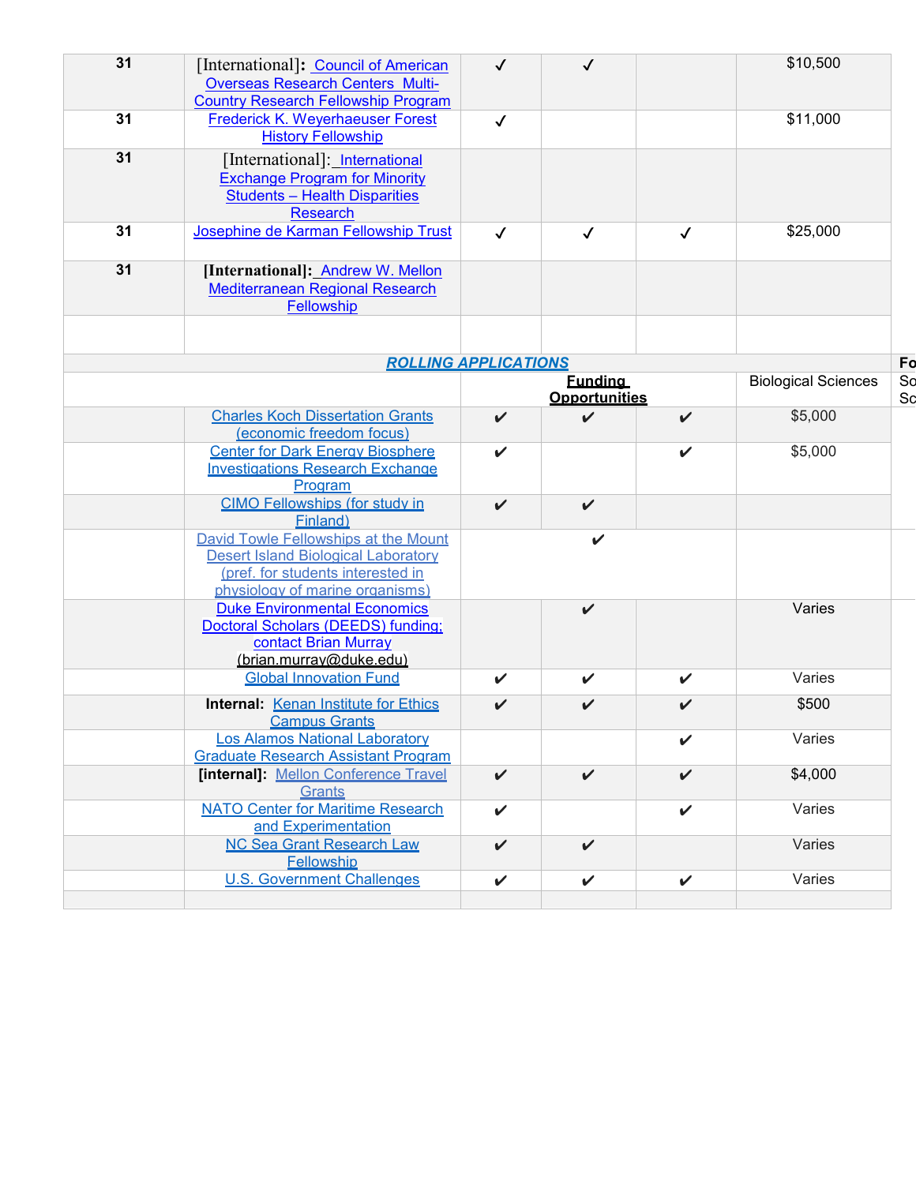| | | | | | |
|---|---|---|---|---|---|
| 31 | [International]: Council of American Overseas Research Centers Multi-Country Research Fellowship Program | ✓ | ✓ | | $10,500 |
| 31 | Frederick K. Weyerhaeuser Forest History Fellowship | ✓ | | | $11,000 |
| 31 | [International]: International Exchange Program for Minority Students – Health Disparities Research | | | | |
| 31 | Josephine de Karman Fellowship Trust | ✓ | ✓ | ✓ | $25,000 |
| 31 | **[International]:** Andrew W. Mellon Mediterranean Regional Research Fellowship | | | | |
| | | | | | |
| ***ROLLING APPLICATIONS*** | | | | | |
| | | **Funding Opportunities** | | | Biological Sciences |
| | Charles Koch Dissertation Grants (economic freedom focus) | ✔ | ✔ | ✔ | $5,000 |
| | Center for Dark Energy Biosphere Investigations Research Exchange Program | ✔ | | ✔ | $5,000 |
| | CIMO Fellowships (for study in Finland) | ✔ | ✔ | | |
| | David Towle Fellowships at the Mount Desert Island Biological Laboratory (pref. for students interested in physiology of marine organisms) | | ✔ | | |
| | Duke Environmental Economics Doctoral Scholars (DEEDS) funding; contact Brian Murray (brian.murray@duke.edu) | | ✔ | | Varies |
| | Global Innovation Fund | ✔ | ✔ | ✔ | Varies |
| | **Internal:** Kenan Institute for Ethics Campus Grants | ✔ | ✔ | ✔ | $500 |
| | Los Alamos National Laboratory Graduate Research Assistant Program | | | ✔ | Varies |
| | **[internal]:** Mellon Conference Travel Grants | ✔ | ✔ | ✔ | $4,000 |
| | NATO Center for Maritime Research and Experimentation | ✔ | | ✔ | Varies |
| | NC Sea Grant Research Law Fellowship | ✔ | ✔ | | Varies |
| | U.S. Government Challenges | ✔ | ✔ | ✔ | Varies |
| | | | | | |